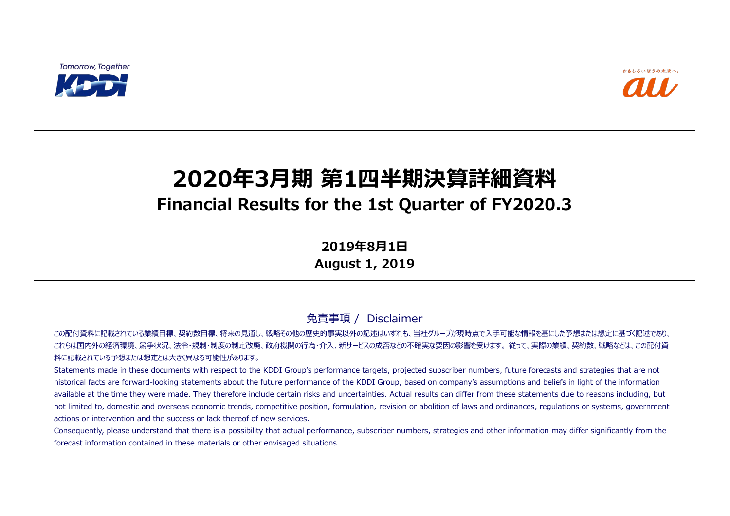Tomorrow, Together

KDDI

おもしろいほうの未来へ。

au

# 2020年3月期 第1四半期決算詳細資料

## Financial Results for the 1st Quarter of FY2020.3

**2019年8月1日**

**August 1, 2019**

### 免責事項 / Disclaimer

この配付資料に記載されている業績目標、契約数目標、将来の見通し、戦略その他の歴史的事実以外の記述はいずれも、当社グループが現時点で入手可能な情報を基にした予想または想定に基づく記述であり、これらは国内外の経済環境、競争状況、法令・規制・制度の制定改廃、政府機関の行為・介入、新サービスの成否などの不確実な要因の影響を受けます。従って、実際の業績、契約数、戦略などは、この配付資料に記載されている予想または想定とは大きく異なる可能性があります。

Statements made in these documents with respect to the KDDI Group's performance targets, projected subscriber numbers, future forecasts and strategies that are not historical facts are forward-looking statements about the future performance of the KDDI Group, based on company's assumptions and beliefs in light of the information available at the time they were made. They therefore include certain risks and uncertainties. Actual results can differ from these statements due to reasons including, but not limited to, domestic and overseas economic trends, competitive position, formulation, revision or abolition of laws and ordinances, regulations or systems, government actions or intervention and the success or lack thereof of new services.

Consequently, please understand that there is a possibility that actual performance, subscriber numbers, strategies and other information may differ significantly from the forecast information contained in these materials or other envisaged situations.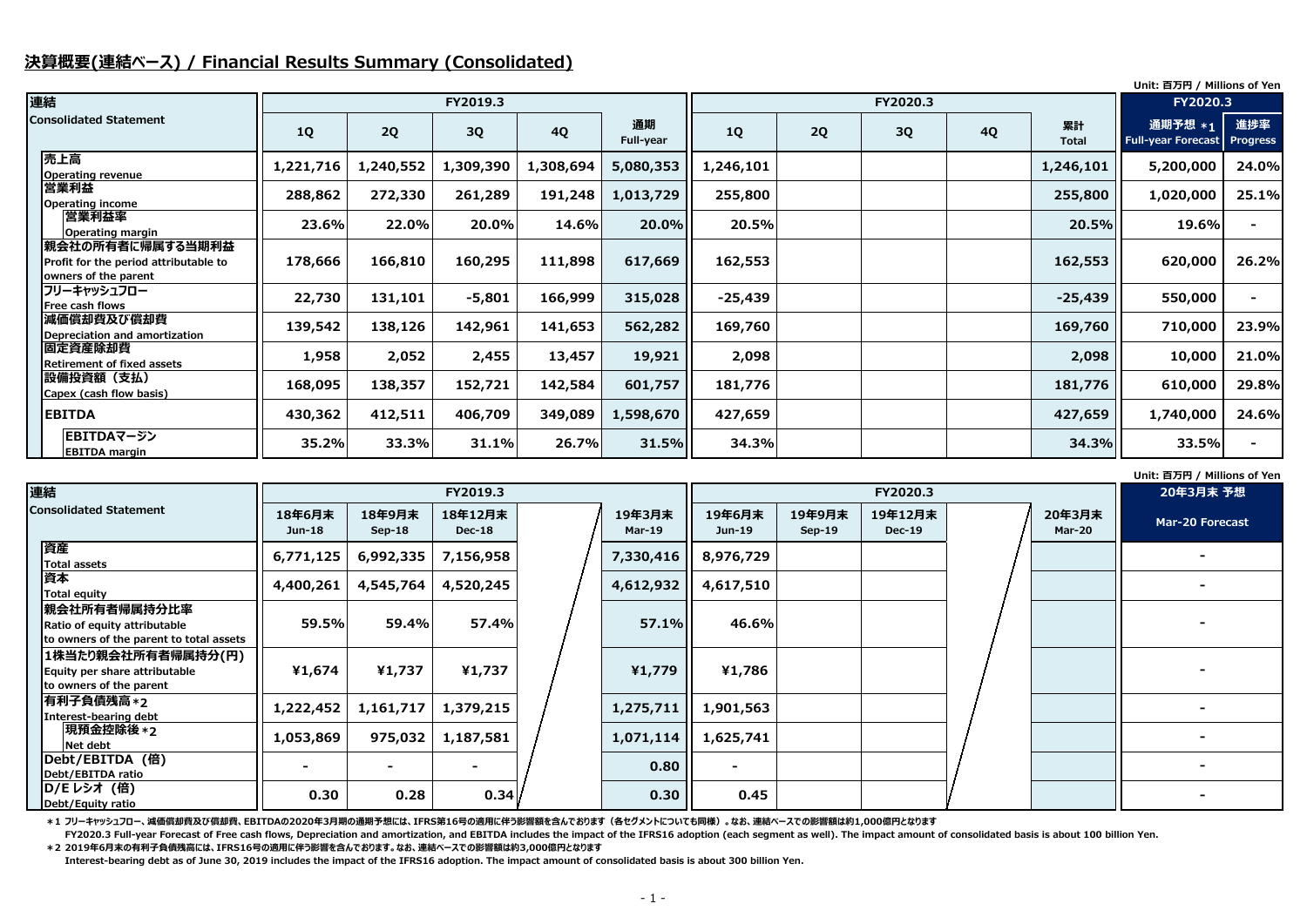## 決算概要(連結ベース) / Financial Results Summary (Consolidated)

Unit: 百万円 / Millions of Yen

| 連結<br>Consolidated Statement | FY2019.3 | | | | | FY2020.3 | | | | | FY2020.3 | |
|---|---|---|---|---|---|---|---|---|---|---|---|---|
| | 1Q | 2Q | 3Q | 4Q | 通期<br>Full-year | 1Q | 2Q | 3Q | 4Q | 累計<br>Total | 通期予想 *1<br>Full-year Forecast | 進捗率<br>Progress |
| 売上高<br>Operating revenue | 1,221,716 | 1,240,552 | 1,309,390 | 1,308,694 | 5,080,353 | 1,246,101 | | | | 1,246,101 | 5,200,000 | 24.0% |
| 営業利益<br>Operating income | 288,862 | 272,330 | 261,289 | 191,248 | 1,013,729 | 255,800 | | | | 255,800 | 1,020,000 | 25.1% |
| 営業利益率<br>Operating margin | 23.6% | 22.0% | 20.0% | 14.6% | 20.0% | 20.5% | | | | 20.5% | 19.6% | - |
| 親会社の所有者に帰属する当期利益<br>Profit for the period attributable to owners of the parent | 178,666 | 166,810 | 160,295 | 111,898 | 617,669 | 162,553 | | | | 162,553 | 620,000 | 26.2% |
| フリーキャッシュフロー<br>Free cash flows | 22,730 | 131,101 | -5,801 | 166,999 | 315,028 | -25,439 | | | | -25,439 | 550,000 | - |
| 減価償却費及び償却費<br>Depreciation and amortization | 139,542 | 138,126 | 142,961 | 141,653 | 562,282 | 169,760 | | | | 169,760 | 710,000 | 23.9% |
| 固定資産除却費<br>Retirement of fixed assets | 1,958 | 2,052 | 2,455 | 13,457 | 19,921 | 2,098 | | | | 2,098 | 10,000 | 21.0% |
| 設備投資額（支払）<br>Capex (cash flow basis) | 168,095 | 138,357 | 152,721 | 142,584 | 601,757 | 181,776 | | | | 181,776 | 610,000 | 29.8% |
| EBITDA | 430,362 | 412,511 | 406,709 | 349,089 | 1,598,670 | 427,659 | | | | 427,659 | 1,740,000 | 24.6% |
| EBITDAマージン<br>EBITDA margin | 35.2% | 33.3% | 31.1% | 26.7% | 31.5% | 34.3% | | | | 34.3% | 33.5% | - |

Unit: 百万円 / Millions of Yen

| 連結<br>Consolidated Statement | FY2019.3 | | | | | FY2020.3 | | | | | 20年3月末 予想 |
|---|---|---|---|---|---|---|---|---|---|---|---|
| | 18年6月末<br>Jun-18 | 18年9月末<br>Sep-18 | 18年12月末<br>Dec-18 | | 19年3月末<br>Mar-19 | 19年6月末<br>Jun-19 | 19年9月末<br>Sep-19 | 19年12月末<br>Dec-19 | | 20年3月末<br>Mar-20 | Mar-20 Forecast |
| 資産<br>Total assets | 6,771,125 | 6,992,335 | 7,156,958 | | 7,330,416 | 8,976,729 | | | | | - |
| 資本<br>Total equity | 4,400,261 | 4,545,764 | 4,520,245 | | 4,612,932 | 4,617,510 | | | | | - |
| 親会社所有者帰属持分比率<br>Ratio of equity attributable to owners of the parent to total assets | 59.5% | 59.4% | 57.4% | | 57.1% | 46.6% | | | | | - |
| 1株当たり親会社所有者帰属持分(円)<br>Equity per share attributable to owners of the parent | ¥1,674 | ¥1,737 | ¥1,737 | | ¥1,779 | ¥1,786 | | | | | - |
| 有利子負債残高 *2<br>Interest-bearing debt | 1,222,452 | 1,161,717 | 1,379,215 | | 1,275,711 | 1,901,563 | | | | | - |
| 現預金控除後 *2<br>Net debt | 1,053,869 | 975,032 | 1,187,581 | | 1,071,114 | 1,625,741 | | | | | - |
| Debt/EBITDA（倍）<br>Debt/EBITDA ratio | - | - | - | | 0.80 | - | | | | | - |
| D/E レシオ（倍）<br>Debt/Equity ratio | 0.30 | 0.28 | 0.34 | | 0.30 | 0.45 | | | | | - |

*1 フリーキャッシュフロー、減価償却費及び償却費、EBITDAの2020年3月期の通期予想には、IFRS第16号の適用に伴う影響額を含んでおります（各セグメントについても同様）。なお、連結ベースでの影響額は約1,000億円となります
FY2020.3 Full-year Forecast of Free cash flows, Depreciation and amortization, and EBITDA includes the impact of the IFRS16 adoption (each segment as well). The impact amount of consolidated basis is about 100 billion Yen.

*2 2019年6月末の有利子負債残高には、IFRS16号の適用に伴う影響を含んでおります。なお、連結ベースでの影響額は約3,000億円となります
Interest-bearing debt as of June 30, 2019 includes the impact of the IFRS16 adoption. The impact amount of consolidated basis is about 300 billion Yen.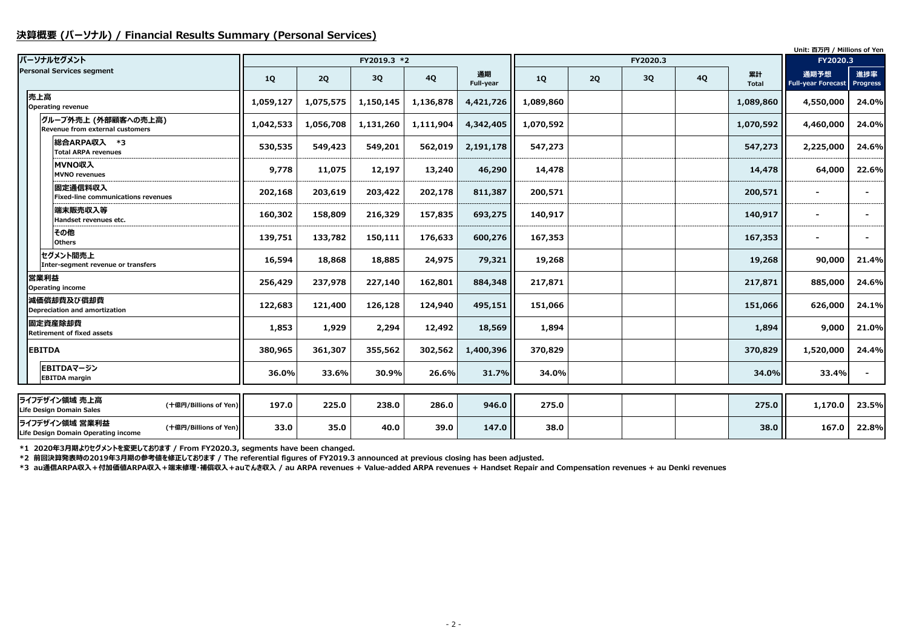## 決算概要 (パーソナル) / Financial Results Summary (Personal Services)

Unit: 百万円 / Millions of Yen

| パーソナルセグメント Personal Services segment | FY2019.3 *2 1Q | FY2019.3 2Q | FY2019.3 3Q | FY2019.3 4Q | FY2019.3 通期 Full-year | FY2020.3 1Q | FY2020.3 2Q | FY2020.3 3Q | FY2020.3 4Q | FY2020.3 累計 Total | FY2020.3 通期予想 Full-year Forecast | FY2020.3 進捗率 Progress |
|---|---|---|---|---|---|---|---|---|---|---|---|---|
| 売上高 Operating revenue | 1,059,127 | 1,075,575 | 1,150,145 | 1,136,878 | 4,421,726 | 1,089,860 | | | | 1,089,860 | 4,550,000 | 24.0% |
| グループ外売上 (外部顧客への売上高) Revenue from external customers | 1,042,533 | 1,056,708 | 1,131,260 | 1,111,904 | 4,342,405 | 1,070,592 | | | | 1,070,592 | 4,460,000 | 24.0% |
| 総合ARPA収入 *3 Total ARPA revenues | 530,535 | 549,423 | 549,201 | 562,019 | 2,191,178 | 547,273 | | | | 547,273 | 2,225,000 | 24.6% |
| MVNO収入 MVNO revenues | 9,778 | 11,075 | 12,197 | 13,240 | 46,290 | 14,478 | | | | 14,478 | 64,000 | 22.6% |
| 固定通信料収入 Fixed-line communications revenues | 202,168 | 203,619 | 203,422 | 202,178 | 811,387 | 200,571 | | | | 200,571 | - | - |
| 端末販売収入等 Handset revenues etc. | 160,302 | 158,809 | 216,329 | 157,835 | 693,275 | 140,917 | | | | 140,917 | - | - |
| その他 Others | 139,751 | 133,782 | 150,111 | 176,633 | 600,276 | 167,353 | | | | 167,353 | - | - |
| セグメント間売上 Inter-segment revenue or transfers | 16,594 | 18,868 | 18,885 | 24,975 | 79,321 | 19,268 | | | | 19,268 | 90,000 | 21.4% |
| 営業利益 Operating income | 256,429 | 237,978 | 227,140 | 162,801 | 884,348 | 217,871 | | | | 217,871 | 885,000 | 24.6% |
| 減価償却費及び償却費 Depreciation and amortization | 122,683 | 121,400 | 126,128 | 124,940 | 495,151 | 151,066 | | | | 151,066 | 626,000 | 24.1% |
| 固定資産除却費 Retirement of fixed assets | 1,853 | 1,929 | 2,294 | 12,492 | 18,569 | 1,894 | | | | 1,894 | 9,000 | 21.0% |
| EBITDA | 380,965 | 361,307 | 355,562 | 302,562 | 1,400,396 | 370,829 | | | | 370,829 | 1,520,000 | 24.4% |
| EBITDAマージン EBITDA margin | 36.0% | 33.6% | 30.9% | 26.6% | 31.7% | 34.0% | | | | 34.0% | 33.4% | - |
| ライフデザイン領域 売上高 Life Design Domain Sales (十億円/Billions of Yen) | 197.0 | 225.0 | 238.0 | 286.0 | 946.0 | 275.0 | | | | 275.0 | 1,170.0 | 23.5% |
| ライフデザイン領域 営業利益 Life Design Domain Operating income (十億円/Billions of Yen) | 33.0 | 35.0 | 40.0 | 39.0 | 147.0 | 38.0 | | | | 38.0 | 167.0 | 22.8% |

*1 2020年3月期よりセグメントを変更しております / From FY2020.3, segments have been changed.

*2 前回決算発表時の2019年3月期の参考値を修正しております / The referential figures of FY2019.3 announced at previous closing has been adjusted.

*3 au通信ARPA収入＋付加価値ARPA収入＋端末修理・補償収入＋auでんき収入 / au ARPA revenues + Value-added ARPA revenues + Handset Repair and Compensation revenues + au Denki revenues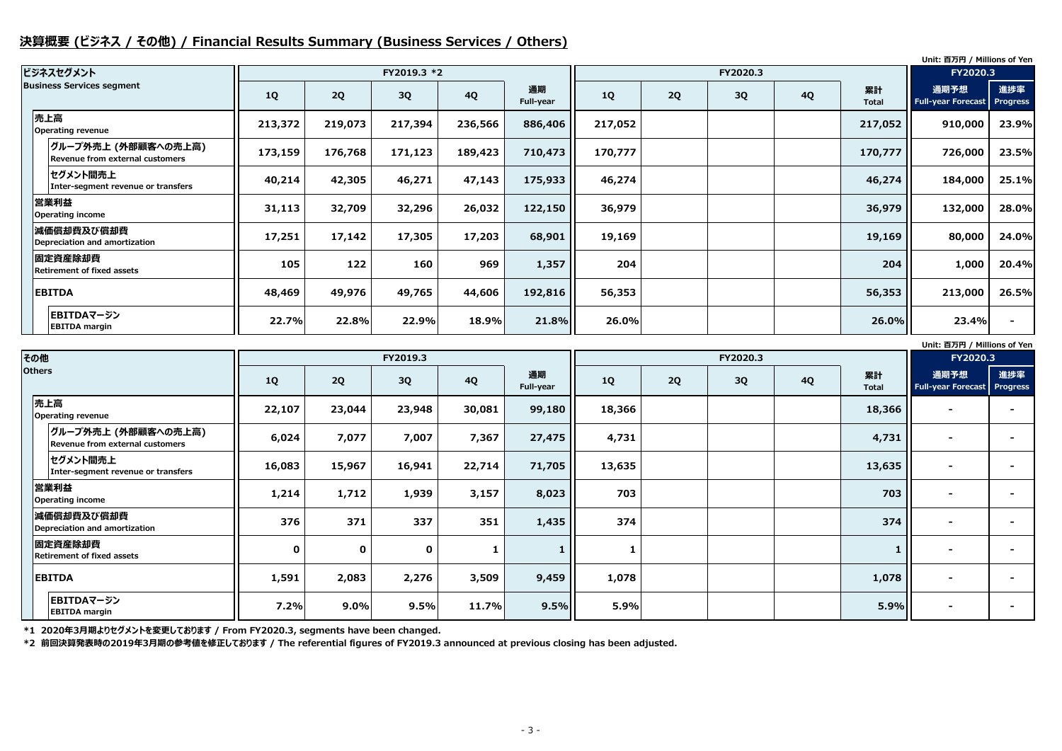## 決算概要 (ビジネス / その他) / Financial Results Summary (Business Services / Others)

Unit: 百万円 / Millions of Yen

| ビジネスセグメント Business Services segment | FY2019.3 *2 | | | | | FY2020.3 | | | | | FY2020.3 | |
|---|---|---|---|---|---|---|---|---|---|---|---|---|
| | 1Q | 2Q | 3Q | 4Q | 通期 Full-year | 1Q | 2Q | 3Q | 4Q | 累計 Total | 通期予想 Full-year Forecast | 進捗率 Progress |
| 売上高 Operating revenue | 213,372 | 219,073 | 217,394 | 236,566 | 886,406 | 217,052 | | | | 217,052 | 910,000 | 23.9% |
| グループ外売上 (外部顧客への売上高) Revenue from external customers | 173,159 | 176,768 | 171,123 | 189,423 | 710,473 | 170,777 | | | | 170,777 | 726,000 | 23.5% |
| セグメント間売上 Inter-segment revenue or transfers | 40,214 | 42,305 | 46,271 | 47,143 | 175,933 | 46,274 | | | | 46,274 | 184,000 | 25.1% |
| 営業利益 Operating income | 31,113 | 32,709 | 32,296 | 26,032 | 122,150 | 36,979 | | | | 36,979 | 132,000 | 28.0% |
| 減価償却費及び償却費 Depreciation and amortization | 17,251 | 17,142 | 17,305 | 17,203 | 68,901 | 19,169 | | | | 19,169 | 80,000 | 24.0% |
| 固定資産除却費 Retirement of fixed assets | 105 | 122 | 160 | 969 | 1,357 | 204 | | | | 204 | 1,000 | 20.4% |
| EBITDA | 48,469 | 49,976 | 49,765 | 44,606 | 192,816 | 56,353 | | | | 56,353 | 213,000 | 26.5% |
| EBITDAマージン EBITDA margin | 22.7% | 22.8% | 22.9% | 18.9% | 21.8% | 26.0% | | | | 26.0% | 23.4% | - |

Unit: 百万円 / Millions of Yen

| その他 Others | FY2019.3 | | | | | FY2020.3 | | | | | FY2020.3 | |
|---|---|---|---|---|---|---|---|---|---|---|---|---|
| | 1Q | 2Q | 3Q | 4Q | 通期 Full-year | 1Q | 2Q | 3Q | 4Q | 累計 Total | 通期予想 Full-year Forecast | 進捗率 Progress |
| 売上高 Operating revenue | 22,107 | 23,044 | 23,948 | 30,081 | 99,180 | 18,366 | | | | 18,366 | - | - |
| グループ外売上 (外部顧客への売上高) Revenue from external customers | 6,024 | 7,077 | 7,007 | 7,367 | 27,475 | 4,731 | | | | 4,731 | - | - |
| セグメント間売上 Inter-segment revenue or transfers | 16,083 | 15,967 | 16,941 | 22,714 | 71,705 | 13,635 | | | | 13,635 | - | - |
| 営業利益 Operating income | 1,214 | 1,712 | 1,939 | 3,157 | 8,023 | 703 | | | | 703 | - | - |
| 減価償却費及び償却費 Depreciation and amortization | 376 | 371 | 337 | 351 | 1,435 | 374 | | | | 374 | - | - |
| 固定資産除却費 Retirement of fixed assets | 0 | 0 | 0 | 1 | 1 | 1 | | | | 1 | - | - |
| EBITDA | 1,591 | 2,083 | 2,276 | 3,509 | 9,459 | 1,078 | | | | 1,078 | - | - |
| EBITDAマージン EBITDA margin | 7.2% | 9.0% | 9.5% | 11.7% | 9.5% | 5.9% | | | | 5.9% | - | - |

*1 2020年3月期よりセグメントを変更しております / From FY2020.3, segments have been changed.

*2 前回決算発表時の2019年3月期の参考値を修正しております / The referential figures of FY2019.3 announced at previous closing has been adjusted.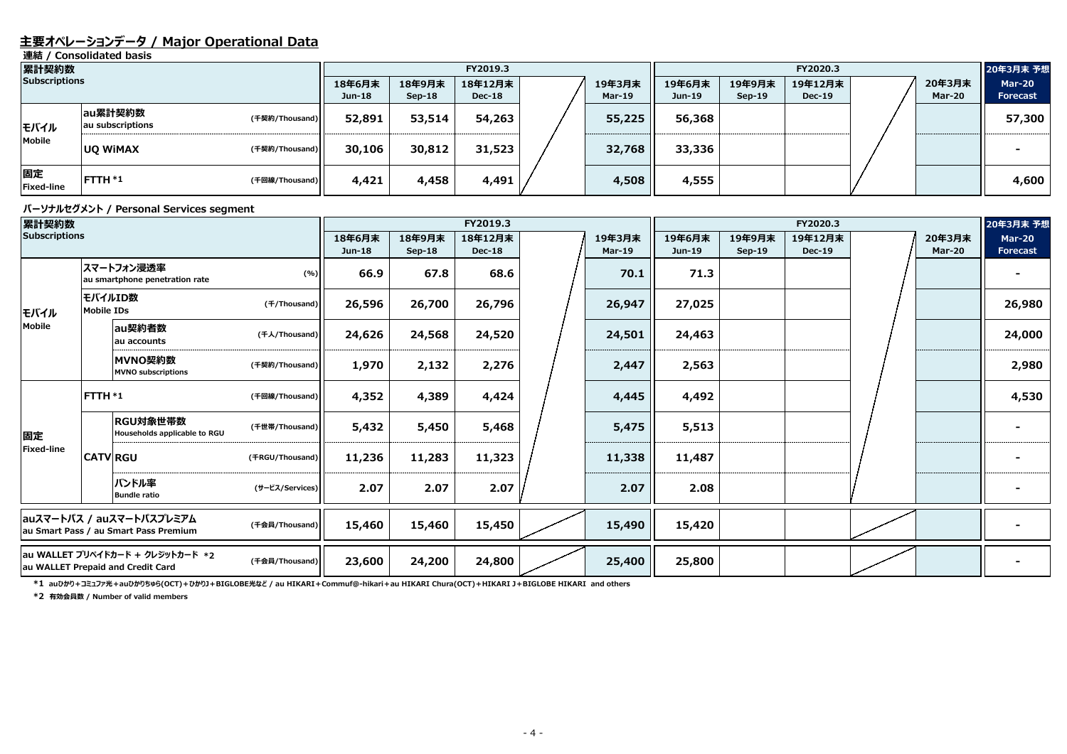# 主要オペレーションデータ / Major Operational Data

## 連結 / Consolidated basis

| 累計契約数 Subscriptions | | | 18年6月末 Jun-18 | 18年9月末 Sep-18 | 18年12月末 Dec-18 | | 19年3月末 Mar-19 | 19年6月末 Jun-19 | 19年9月末 Sep-19 | 19年12月末 Dec-19 | | 20年3月末 Mar-20 | 20年3月末 予想 Mar-20 Forecast |
|---|---|---|---|---|---|---|---|---|---|---|---|---|---|
| | | | FY2019.3 | | | | | FY2020.3 | | | | | |
| モバイル Mobile | au累計契約数 au subscriptions | (千契約/Thousand) | 52,891 | 53,514 | 54,263 | | 55,225 | 56,368 | | | | | 57,300 |
| | UQ WiMAX | (千契約/Thousand) | 30,106 | 30,812 | 31,523 | | 32,768 | 33,336 | | | | | - |
| 固定 Fixed-line | FTTH *1 | (千回線/Thousand) | 4,421 | 4,458 | 4,491 | | 4,508 | 4,555 | | | | | 4,600 |

## パーソナルセグメント / Personal Services segment

| 累計契約数 Subscriptions | | | | 18年6月末 Jun-18 | 18年9月末 Sep-18 | 18年12月末 Dec-18 | | 19年3月末 Mar-19 | 19年6月末 Jun-19 | 19年9月末 Sep-19 | 19年12月末 Dec-19 | | 20年3月末 Mar-20 | 20年3月末 予想 Mar-20 Forecast |
|---|---|---|---|---|---|---|---|---|---|---|---|---|---|---|
| | | | | FY2019.3 | | | | | FY2020.3 | | | | | |
| モバイル Mobile | スマートフォン浸透率 au smartphone penetration rate | | (%) | 66.9 | 67.8 | 68.6 | | 70.1 | 71.3 | | | | | - |
| | モバイルID数 Mobile IDs | | (千/Thousand) | 26,596 | 26,700 | 26,796 | | 26,947 | 27,025 | | | | | 26,980 |
| | | au契約者数 au accounts | (千人/Thousand) | 24,626 | 24,568 | 24,520 | | 24,501 | 24,463 | | | | | 24,000 |
| | | MVNO契約数 MVNO subscriptions | (千契約/Thousand) | 1,970 | 2,132 | 2,276 | | 2,447 | 2,563 | | | | | 2,980 |
| 固定 Fixed-line | FTTH *1 | | (千回線/Thousand) | 4,352 | 4,389 | 4,424 | | 4,445 | 4,492 | | | | | 4,530 |
| | CATV | RGU対象世帯数 Households applicable to RGU | (千世帯/Thousand) | 5,432 | 5,450 | 5,468 | | 5,475 | 5,513 | | | | | - |
| | | RGU | (千RGU/Thousand) | 11,236 | 11,283 | 11,323 | | 11,338 | 11,487 | | | | | - |
| | | バンドル率 Bundle ratio | (サービス/Services) | 2.07 | 2.07 | 2.07 | | 2.07 | 2.08 | | | | | - |
| auスマートパス / auスマートパスプレミアム au Smart Pass / au Smart Pass Premium | | | (千会員/Thousand) | 15,460 | 15,460 | 15,450 | | 15,490 | 15,420 | | | | | - |
| au WALLET プリペイドカード + クレジットカード *2 au WALLET Prepaid and Credit Card | | | (千会員/Thousand) | 23,600 | 24,200 | 24,800 | | 25,400 | 25,800 | | | | | - |

*1 auひかり+コミュファ光+auひかりちゅら(OCT)+ひかりJ+BIGLOBE光など / au HIKARI+Commuf@-hikari+au HIKARI Chura(OCT)+HIKARI J+BIGLOBE HIKARI and others

*2 有効会員数 / Number of valid members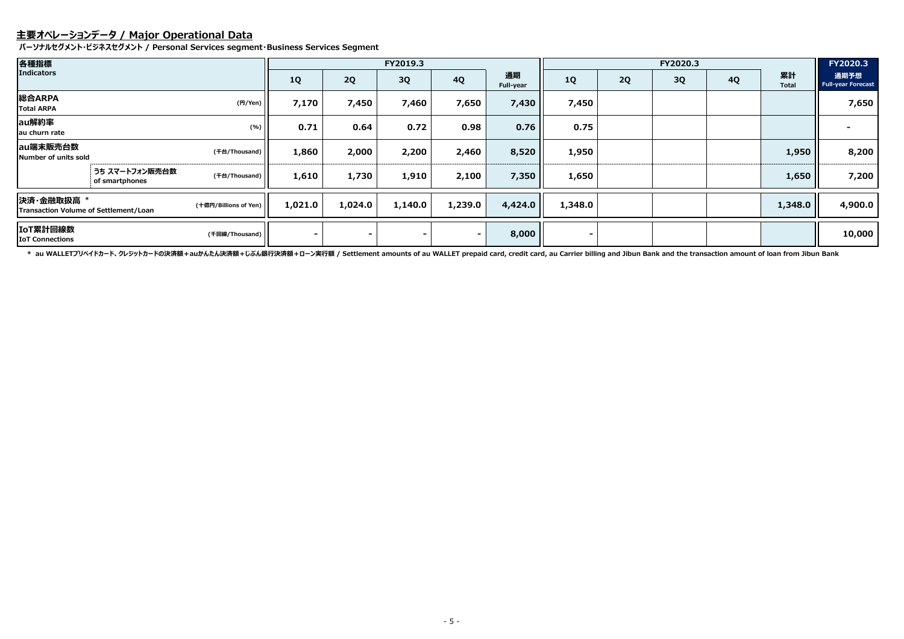## 主要オペレーションデータ / Major Operational Data

**パーソナルセグメント･ビジネスセグメント / Personal Services segment･Business Services Segment**

| 各種指標 Indicators | | | FY2019.3 1Q | FY2019.3 2Q | FY2019.3 3Q | FY2019.3 4Q | FY2019.3 通期 Full-year | FY2020.3 1Q | FY2020.3 2Q | FY2020.3 3Q | FY2020.3 4Q | FY2020.3 累計 Total | FY2020.3 通期予想 Full-year Forecast |
|---|---|---|---|---|---|---|---|---|---|---|---|---|---|
| 総合ARPA Total ARPA | | (円/Yen) | 7,170 | 7,450 | 7,460 | 7,650 | 7,430 | 7,450 | | | | | 7,650 |
| au解約率 au churn rate | | (%) | 0.71 | 0.64 | 0.72 | 0.98 | 0.76 | 0.75 | | | | | - |
| au端末販売台数 Number of units sold | | (千台/Thousand) | 1,860 | 2,000 | 2,200 | 2,460 | 8,520 | 1,950 | | | | 1,950 | 8,200 |
| | うち スマートフォン販売台数 of smartphones | (千台/Thousand) | 1,610 | 1,730 | 1,910 | 2,100 | 7,350 | 1,650 | | | | 1,650 | 7,200 |
| 決済･金融取扱高 * Transaction Volume of Settlement/Loan | | (十億円/Billions of Yen) | 1,021.0 | 1,024.0 | 1,140.0 | 1,239.0 | 4,424.0 | 1,348.0 | | | | 1,348.0 | 4,900.0 |
| IoT累計回線数 IoT Connections | | (千回線/Thousand) | - | - | - | - | 8,000 | - | | | | | 10,000 |

* au WALLETプリペイドカード、クレジットカードの決済額＋auかんたん決済額＋じぶん銀行決済額＋ローン実行額 / Settlement amounts of au WALLET prepaid card, credit card, au Carrier billing and Jibun Bank and the transaction amount of loan from Jibun Bank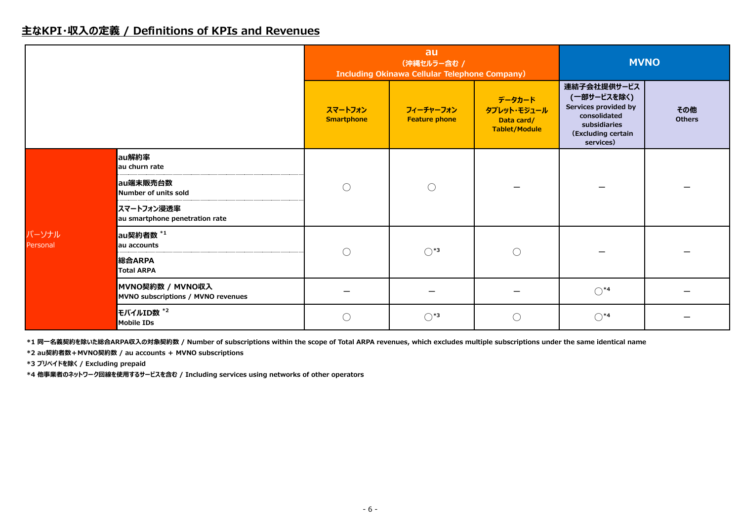## 主なKPI･収入の定義 / Definitions of KPIs and Revenues

| | | au (沖縄セルラー含む / Including Okinawa Cellular Telephone Company) | | | MVNO | |
|---|---|---|---|---|---|---|
| | | スマートフォン Smartphone | フィーチャーフォン Feature phone | データカード タブレット･モジュール Data card/ Tablet/Module | 連結子会社提供サービス (一部サービスを除く) Services provided by consolidated subsidiaries (Excluding certain services) | その他 Others |
| パーソナル Personal | au解約率 au churn rate | ○ | ○ | － | － | － |
| | au端末販売台数 Number of units sold | | | | | |
| | スマートフォン浸透率 au smartphone penetration rate | | | | | |
| | au契約者数 [*1] au accounts | ○ | ○[*3] | ○ | － | － |
| | 総合ARPA Total ARPA | | | | | |
| | MVNO契約数 / MVNO収入 MVNO subscriptions / MVNO revenues | － | － | － | ○[*4] | － |
| | モバイルID数 [*2] Mobile IDs | ○ | ○[*3] | ○ | ○[*4] | － |

*1 同一名義契約を除いた総合ARPA収入の対象契約数 / Number of subscriptions within the scope of Total ARPA revenues, which excludes multiple subscriptions under the same identical name

*2 au契約者数＋MVNO契約数 / au accounts ＋ MVNO subscriptions

*3 プリペイドを除く / Excluding prepaid

*4 他事業者のネットワーク回線を使用するサービスを含む / Including services using networks of other operators